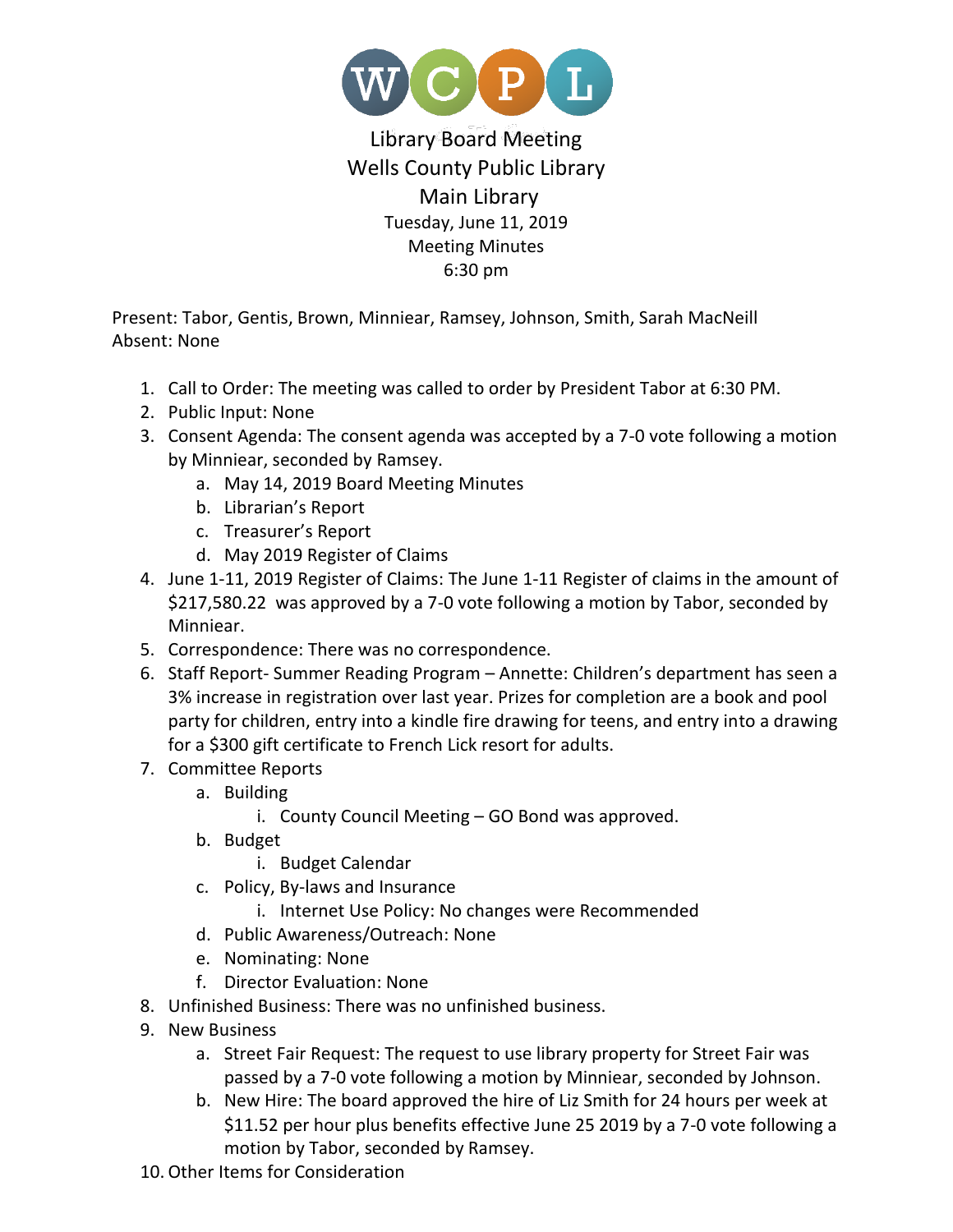WCPL

# Library Board Meeting
## Wells County Public Library
## Main Library

Tuesday, June 11, 2019
Meeting Minutes
6:30 pm

Present: Tabor, Gentis, Brown, Minniear, Ramsey, Johnson, Smith, Sarah MacNeill
Absent: None

1. Call to Order: The meeting was called to order by President Tabor at 6:30 PM.
2. Public Input: None
3. Consent Agenda: The consent agenda was accepted by a 7-0 vote following a motion by Minniear, seconded by Ramsey.
   a. May 14, 2019 Board Meeting Minutes
   b. Librarian's Report
   c. Treasurer's Report
   d. May 2019 Register of Claims
4. June 1-11, 2019 Register of Claims: The June 1-11 Register of claims in the amount of $217,580.22 was approved by a 7-0 vote following a motion by Tabor, seconded by Minniear.
5. Correspondence: There was no correspondence.
6. Staff Report- Summer Reading Program – Annette: Children's department has seen a 3% increase in registration over last year. Prizes for completion are a book and pool party for children, entry into a kindle fire drawing for teens, and entry into a drawing for a $300 gift certificate to French Lick resort for adults.
7. Committee Reports
   a. Building
      i. County Council Meeting – GO Bond was approved.
   b. Budget
      i. Budget Calendar
   c. Policy, By-laws and Insurance
      i. Internet Use Policy: No changes were Recommended
   d. Public Awareness/Outreach: None
   e. Nominating: None
   f. Director Evaluation: None
8. Unfinished Business: There was no unfinished business.
9. New Business
   a. Street Fair Request: The request to use library property for Street Fair was passed by a 7-0 vote following a motion by Minniear, seconded by Johnson.
   b. New Hire: The board approved the hire of Liz Smith for 24 hours per week at $11.52 per hour plus benefits effective June 25 2019 by a 7-0 vote following a motion by Tabor, seconded by Ramsey.
10. Other Items for Consideration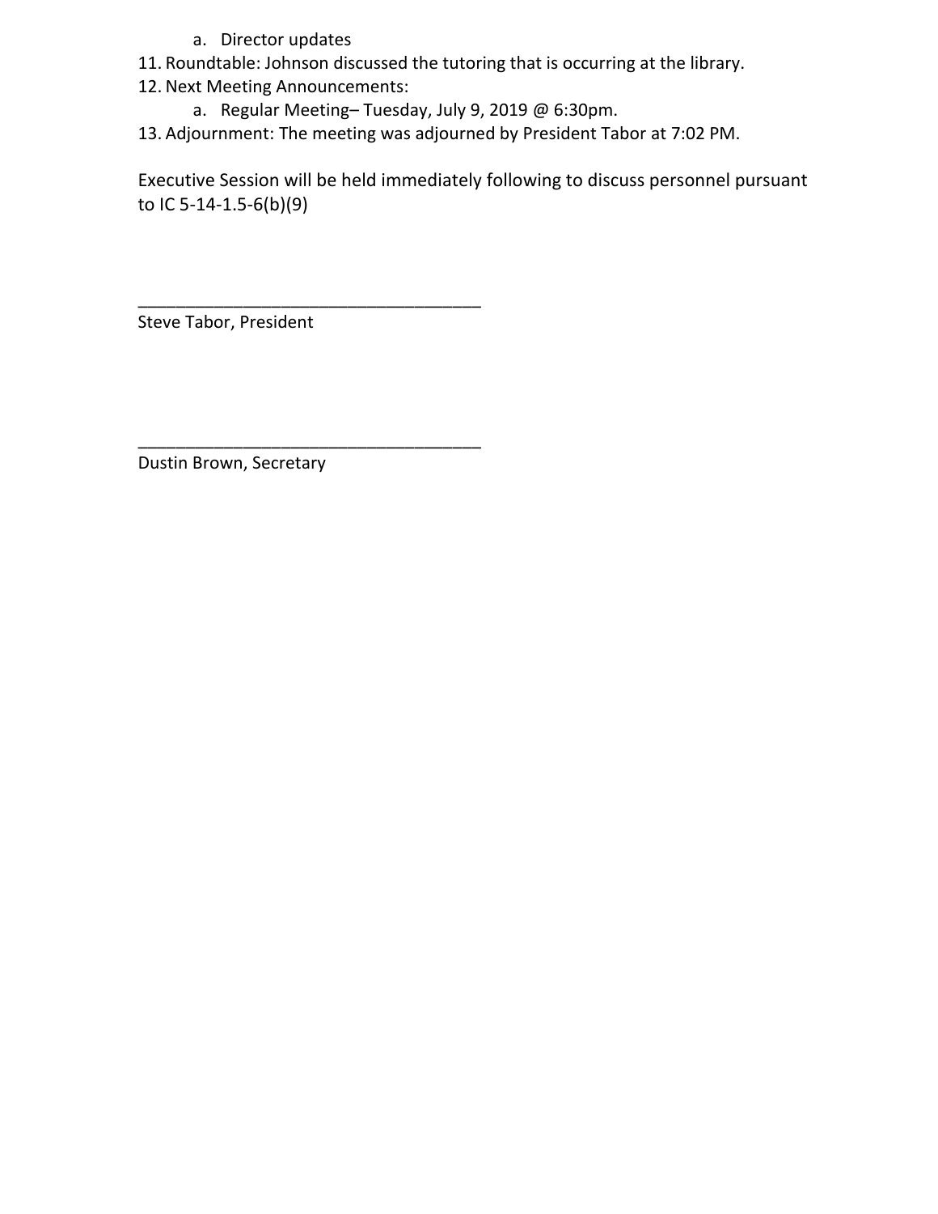a. Director updates

11. Roundtable: Johnson discussed the tutoring that is occurring at the library.
12. Next Meeting Announcements:
    a. Regular Meeting– Tuesday, July 9, 2019 @ 6:30pm.
13. Adjournment: The meeting was adjourned by President Tabor at 7:02 PM.

Executive Session will be held immediately following to discuss personnel pursuant to IC 5-14-1.5-6(b)(9)

___________________________________
Steve Tabor, President

___________________________________
Dustin Brown, Secretary